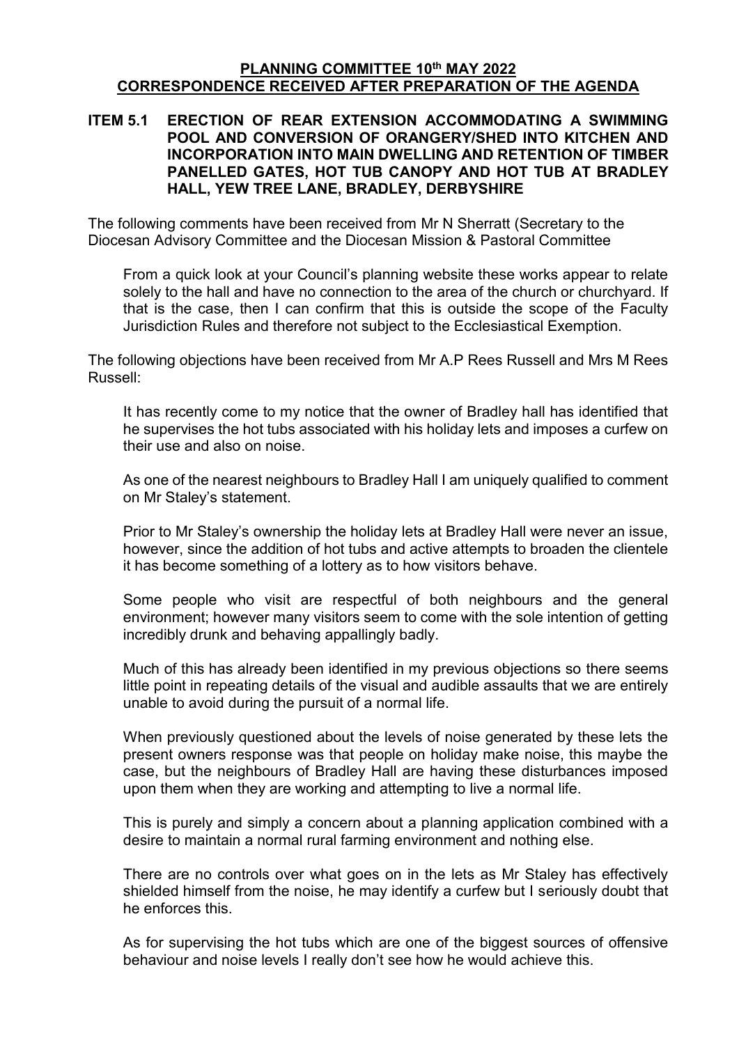# PLANNING COMMITTEE 10th MAY 2022
# CORRESPONDENCE RECEIVED AFTER PREPARATION OF THE AGENDA

## ITEM 5.1 ERECTION OF REAR EXTENSION ACCOMMODATING A SWIMMING POOL AND CONVERSION OF ORANGERY/SHED INTO KITCHEN AND INCORPORATION INTO MAIN DWELLING AND RETENTION OF TIMBER PANELLED GATES, HOT TUB CANOPY AND HOT TUB AT BRADLEY HALL, YEW TREE LANE, BRADLEY, DERBYSHIRE

The following comments have been received from Mr N Sherratt (Secretary to the Diocesan Advisory Committee and the Diocesan Mission & Pastoral Committee

> From a quick look at your Council's planning website these works appear to relate solely to the hall and have no connection to the area of the church or churchyard. If that is the case, then I can confirm that this is outside the scope of the Faculty Jurisdiction Rules and therefore not subject to the Ecclesiastical Exemption.

The following objections have been received from Mr A.P Rees Russell and Mrs M Rees Russell:

> It has recently come to my notice that the owner of Bradley hall has identified that he supervises the hot tubs associated with his holiday lets and imposes a curfew on their use and also on noise.
>
> As one of the nearest neighbours to Bradley Hall I am uniquely qualified to comment on Mr Staley's statement.
>
> Prior to Mr Staley's ownership the holiday lets at Bradley Hall were never an issue, however, since the addition of hot tubs and active attempts to broaden the clientele it has become something of a lottery as to how visitors behave.
>
> Some people who visit are respectful of both neighbours and the general environment; however many visitors seem to come with the sole intention of getting incredibly drunk and behaving appallingly badly.
>
> Much of this has already been identified in my previous objections so there seems little point in repeating details of the visual and audible assaults that we are entirely unable to avoid during the pursuit of a normal life.
>
> When previously questioned about the levels of noise generated by these lets the present owners response was that people on holiday make noise, this maybe the case, but the neighbours of Bradley Hall are having these disturbances imposed upon them when they are working and attempting to live a normal life.
>
> This is purely and simply a concern about a planning application combined with a desire to maintain a normal rural farming environment and nothing else.
>
> There are no controls over what goes on in the lets as Mr Staley has effectively shielded himself from the noise, he may identify a curfew but I seriously doubt that he enforces this.
>
> As for supervising the hot tubs which are one of the biggest sources of offensive behaviour and noise levels I really don't see how he would achieve this.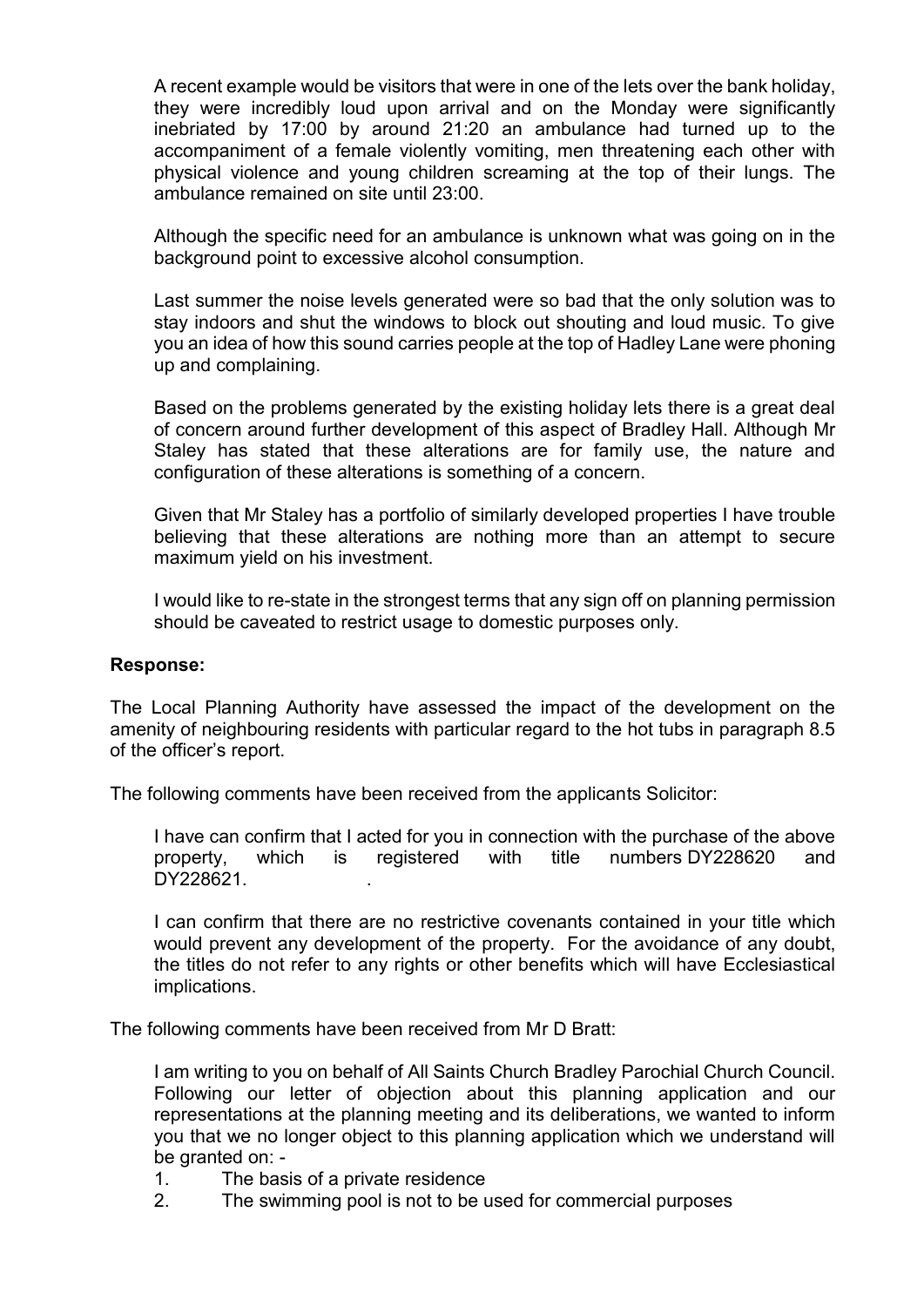A recent example would be visitors that were in one of the lets over the bank holiday, they were incredibly loud upon arrival and on the Monday were significantly inebriated by 17:00 by around 21:20 an ambulance had turned up to the accompaniment of a female violently vomiting, men threatening each other with physical violence and young children screaming at the top of their lungs. The ambulance remained on site until 23:00.

Although the specific need for an ambulance is unknown what was going on in the background point to excessive alcohol consumption.

Last summer the noise levels generated were so bad that the only solution was to stay indoors and shut the windows to block out shouting and loud music. To give you an idea of how this sound carries people at the top of Hadley Lane were phoning up and complaining.

Based on the problems generated by the existing holiday lets there is a great deal of concern around further development of this aspect of Bradley Hall. Although Mr Staley has stated that these alterations are for family use, the nature and configuration of these alterations is something of a concern.

Given that Mr Staley has a portfolio of similarly developed properties I have trouble believing that these alterations are nothing more than an attempt to secure maximum yield on his investment.

I would like to re-state in the strongest terms that any sign off on planning permission should be caveated to restrict usage to domestic purposes only.

**Response:**

The Local Planning Authority have assessed the impact of the development on the amenity of neighbouring residents with particular regard to the hot tubs in paragraph 8.5 of the officer's report.

The following comments have been received from the applicants Solicitor:

I have can confirm that I acted for you in connection with the purchase of the above property, which is registered with title numbers DY228620 and DY228621.

I can confirm that there are no restrictive covenants contained in your title which would prevent any development of the property. For the avoidance of any doubt, the titles do not refer to any rights or other benefits which will have Ecclesiastical implications.

The following comments have been received from Mr D Bratt:

I am writing to you on behalf of All Saints Church Bradley Parochial Church Council. Following our letter of objection about this planning application and our representations at the planning meeting and its deliberations, we wanted to inform you that we no longer object to this planning application which we understand will be granted on: -

1. The basis of a private residence
2. The swimming pool is not to be used for commercial purposes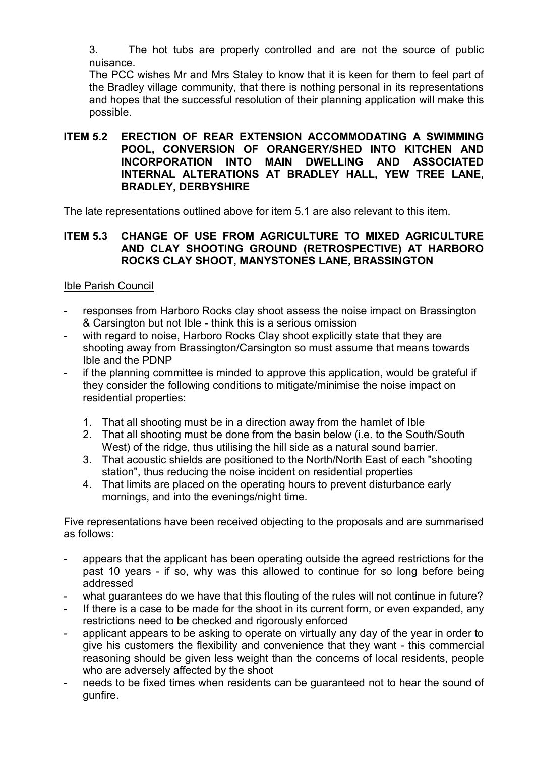3. The hot tubs are properly controlled and are not the source of public nuisance.

The PCC wishes Mr and Mrs Staley to know that it is keen for them to feel part of the Bradley village community, that there is nothing personal in its representations and hopes that the successful resolution of their planning application will make this possible.

**ITEM 5.2 ERECTION OF REAR EXTENSION ACCOMMODATING A SWIMMING POOL, CONVERSION OF ORANGERY/SHED INTO KITCHEN AND INCORPORATION INTO MAIN DWELLING AND ASSOCIATED INTERNAL ALTERATIONS AT BRADLEY HALL, YEW TREE LANE, BRADLEY, DERBYSHIRE**

The late representations outlined above for item 5.1 are also relevant to this item.

**ITEM 5.3 CHANGE OF USE FROM AGRICULTURE TO MIXED AGRICULTURE AND CLAY SHOOTING GROUND (RETROSPECTIVE) AT HARBORO ROCKS CLAY SHOOT, MANYSTONES LANE, BRASSINGTON**

Ible Parish Council

- responses from Harboro Rocks clay shoot assess the noise impact on Brassington & Carsington but not Ible - think this is a serious omission
- with regard to noise, Harboro Rocks Clay shoot explicitly state that they are shooting away from Brassington/Carsington so must assume that means towards Ible and the PDNP
- if the planning committee is minded to approve this application, would be grateful if they consider the following conditions to mitigate/minimise the noise impact on residential properties:

    1. That all shooting must be in a direction away from the hamlet of Ible
    2. That all shooting must be done from the basin below (i.e. to the South/South West) of the ridge, thus utilising the hill side as a natural sound barrier.
    3. That acoustic shields are positioned to the North/North East of each "shooting station", thus reducing the noise incident on residential properties
    4. That limits are placed on the operating hours to prevent disturbance early mornings, and into the evenings/night time.

Five representations have been received objecting to the proposals and are summarised as follows:

- appears that the applicant has been operating outside the agreed restrictions for the past 10 years - if so, why was this allowed to continue for so long before being addressed
- what guarantees do we have that this flouting of the rules will not continue in future?
- If there is a case to be made for the shoot in its current form, or even expanded, any restrictions need to be checked and rigorously enforced
- applicant appears to be asking to operate on virtually any day of the year in order to give his customers the flexibility and convenience that they want - this commercial reasoning should be given less weight than the concerns of local residents, people who are adversely affected by the shoot
- needs to be fixed times when residents can be guaranteed not to hear the sound of gunfire.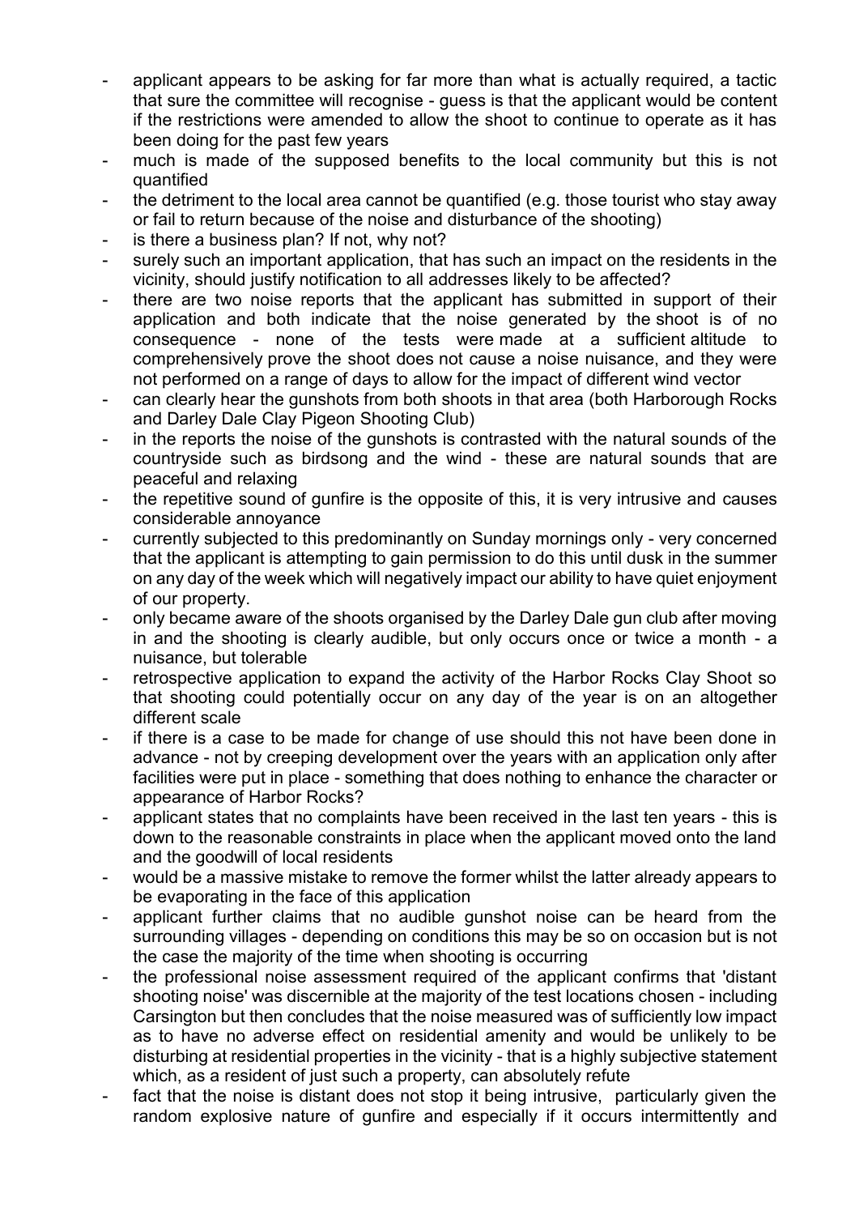- applicant appears to be asking for far more than what is actually required, a tactic that sure the committee will recognise - guess is that the applicant would be content if the restrictions were amended to allow the shoot to continue to operate as it has been doing for the past few years
- much is made of the supposed benefits to the local community but this is not quantified
- the detriment to the local area cannot be quantified (e.g. those tourist who stay away or fail to return because of the noise and disturbance of the shooting)
- is there a business plan? If not, why not?
- surely such an important application, that has such an impact on the residents in the vicinity, should justify notification to all addresses likely to be affected?
- there are two noise reports that the applicant has submitted in support of their application and both indicate that the noise generated by the shoot is of no consequence - none of the tests were made at a sufficient altitude to comprehensively prove the shoot does not cause a noise nuisance, and they were not performed on a range of days to allow for the impact of different wind vector
- can clearly hear the gunshots from both shoots in that area (both Harborough Rocks and Darley Dale Clay Pigeon Shooting Club)
- in the reports the noise of the gunshots is contrasted with the natural sounds of the countryside such as birdsong and the wind - these are natural sounds that are peaceful and relaxing
- the repetitive sound of gunfire is the opposite of this, it is very intrusive and causes considerable annoyance
- currently subjected to this predominantly on Sunday mornings only - very concerned that the applicant is attempting to gain permission to do this until dusk in the summer on any day of the week which will negatively impact our ability to have quiet enjoyment of our property.
- only became aware of the shoots organised by the Darley Dale gun club after moving in and the shooting is clearly audible, but only occurs once or twice a month - a nuisance, but tolerable
- retrospective application to expand the activity of the Harbor Rocks Clay Shoot so that shooting could potentially occur on any day of the year is on an altogether different scale
- if there is a case to be made for change of use should this not have been done in advance - not by creeping development over the years with an application only after facilities were put in place - something that does nothing to enhance the character or appearance of Harbor Rocks?
- applicant states that no complaints have been received in the last ten years - this is down to the reasonable constraints in place when the applicant moved onto the land and the goodwill of local residents
- would be a massive mistake to remove the former whilst the latter already appears to be evaporating in the face of this application
- applicant further claims that no audible gunshot noise can be heard from the surrounding villages - depending on conditions this may be so on occasion but is not the case the majority of the time when shooting is occurring
- the professional noise assessment required of the applicant confirms that 'distant shooting noise' was discernible at the majority of the test locations chosen - including Carsington but then concludes that the noise measured was of sufficiently low impact as to have no adverse effect on residential amenity and would be unlikely to be disturbing at residential properties in the vicinity - that is a highly subjective statement which, as a resident of just such a property, can absolutely refute
- fact that the noise is distant does not stop it being intrusive, particularly given the random explosive nature of gunfire and especially if it occurs intermittently and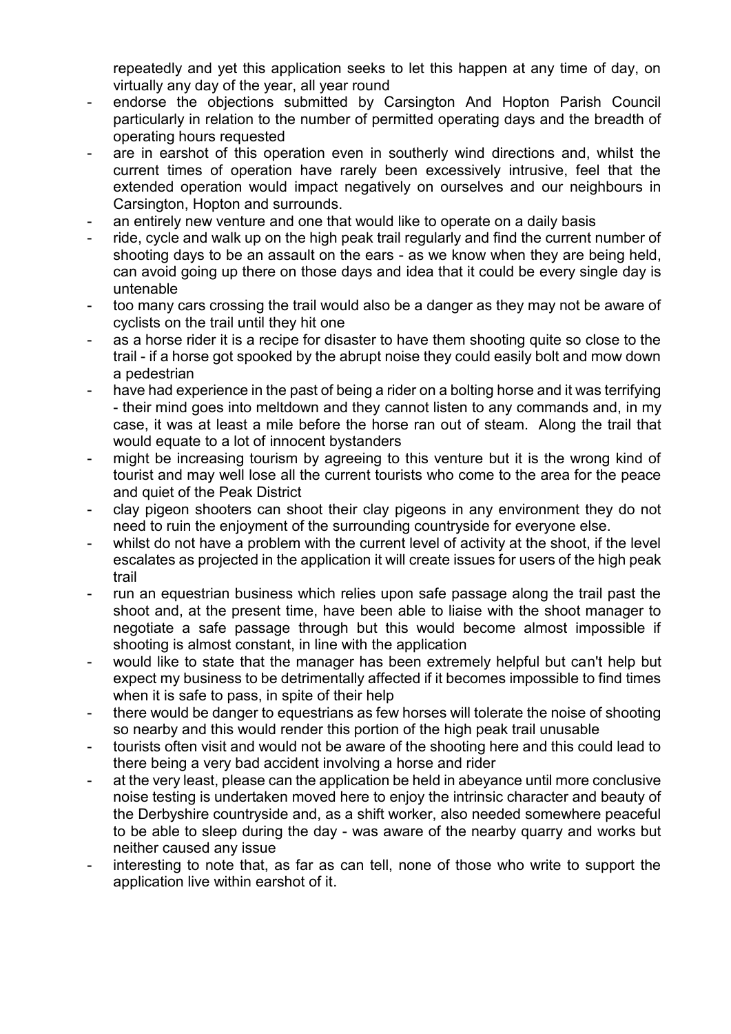repeatedly and yet this application seeks to let this happen at any time of day, on virtually any day of the year, all year round

- endorse the objections submitted by Carsington And Hopton Parish Council particularly in relation to the number of permitted operating days and the breadth of operating hours requested
- are in earshot of this operation even in southerly wind directions and, whilst the current times of operation have rarely been excessively intrusive, feel that the extended operation would impact negatively on ourselves and our neighbours in Carsington, Hopton and surrounds.
- an entirely new venture and one that would like to operate on a daily basis
- ride, cycle and walk up on the high peak trail regularly and find the current number of shooting days to be an assault on the ears - as we know when they are being held, can avoid going up there on those days and idea that it could be every single day is untenable
- too many cars crossing the trail would also be a danger as they may not be aware of cyclists on the trail until they hit one
- as a horse rider it is a recipe for disaster to have them shooting quite so close to the trail - if a horse got spooked by the abrupt noise they could easily bolt and mow down a pedestrian
- have had experience in the past of being a rider on a bolting horse and it was terrifying - their mind goes into meltdown and they cannot listen to any commands and, in my case, it was at least a mile before the horse ran out of steam. Along the trail that would equate to a lot of innocent bystanders
- might be increasing tourism by agreeing to this venture but it is the wrong kind of tourist and may well lose all the current tourists who come to the area for the peace and quiet of the Peak District
- clay pigeon shooters can shoot their clay pigeons in any environment they do not need to ruin the enjoyment of the surrounding countryside for everyone else.
- whilst do not have a problem with the current level of activity at the shoot, if the level escalates as projected in the application it will create issues for users of the high peak trail
- run an equestrian business which relies upon safe passage along the trail past the shoot and, at the present time, have been able to liaise with the shoot manager to negotiate a safe passage through but this would become almost impossible if shooting is almost constant, in line with the application
- would like to state that the manager has been extremely helpful but can't help but expect my business to be detrimentally affected if it becomes impossible to find times when it is safe to pass, in spite of their help
- there would be danger to equestrians as few horses will tolerate the noise of shooting so nearby and this would render this portion of the high peak trail unusable
- tourists often visit and would not be aware of the shooting here and this could lead to there being a very bad accident involving a horse and rider
- at the very least, please can the application be held in abeyance until more conclusive noise testing is undertaken moved here to enjoy the intrinsic character and beauty of the Derbyshire countryside and, as a shift worker, also needed somewhere peaceful to be able to sleep during the day - was aware of the nearby quarry and works but neither caused any issue
- interesting to note that, as far as can tell, none of those who write to support the application live within earshot of it.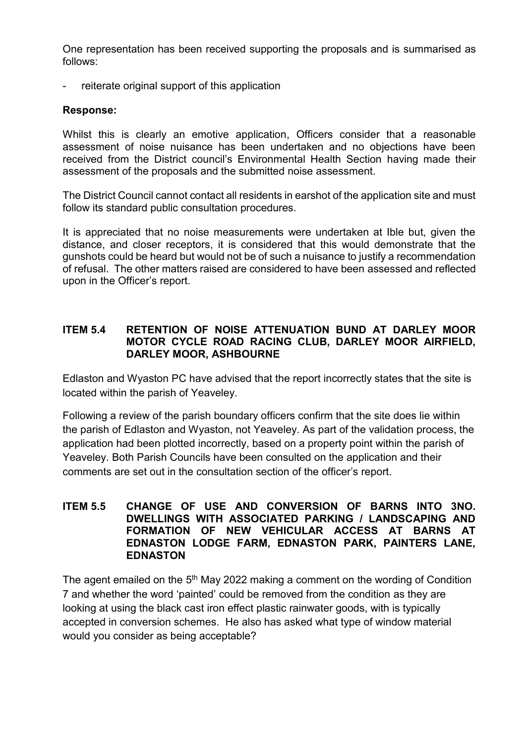One representation has been received supporting the proposals and is summarised as follows:

- reiterate original support of this application

**Response:**

Whilst this is clearly an emotive application, Officers consider that a reasonable assessment of noise nuisance has been undertaken and no objections have been received from the District council's Environmental Health Section having made their assessment of the proposals and the submitted noise assessment.

The District Council cannot contact all residents in earshot of the application site and must follow its standard public consultation procedures.

It is appreciated that no noise measurements were undertaken at Ible but, given the distance, and closer receptors, it is considered that this would demonstrate that the gunshots could be heard but would not be of such a nuisance to justify a recommendation of refusal. The other matters raised are considered to have been assessed and reflected upon in the Officer's report.

## ITEM 5.4 RETENTION OF NOISE ATTENUATION BUND AT DARLEY MOOR MOTOR CYCLE ROAD RACING CLUB, DARLEY MOOR AIRFIELD, DARLEY MOOR, ASHBOURNE

Edlaston and Wyaston PC have advised that the report incorrectly states that the site is located within the parish of Yeaveley.

Following a review of the parish boundary officers confirm that the site does lie within the parish of Edlaston and Wyaston, not Yeaveley. As part of the validation process, the application had been plotted incorrectly, based on a property point within the parish of Yeaveley. Both Parish Councils have been consulted on the application and their comments are set out in the consultation section of the officer's report.

## ITEM 5.5 CHANGE OF USE AND CONVERSION OF BARNS INTO 3NO. DWELLINGS WITH ASSOCIATED PARKING / LANDSCAPING AND FORMATION OF NEW VEHICULAR ACCESS AT BARNS AT EDNASTON LODGE FARM, EDNASTON PARK, PAINTERS LANE, EDNASTON

The agent emailed on the 5th May 2022 making a comment on the wording of Condition 7 and whether the word 'painted' could be removed from the condition as they are looking at using the black cast iron effect plastic rainwater goods, with is typically accepted in conversion schemes. He also has asked what type of window material would you consider as being acceptable?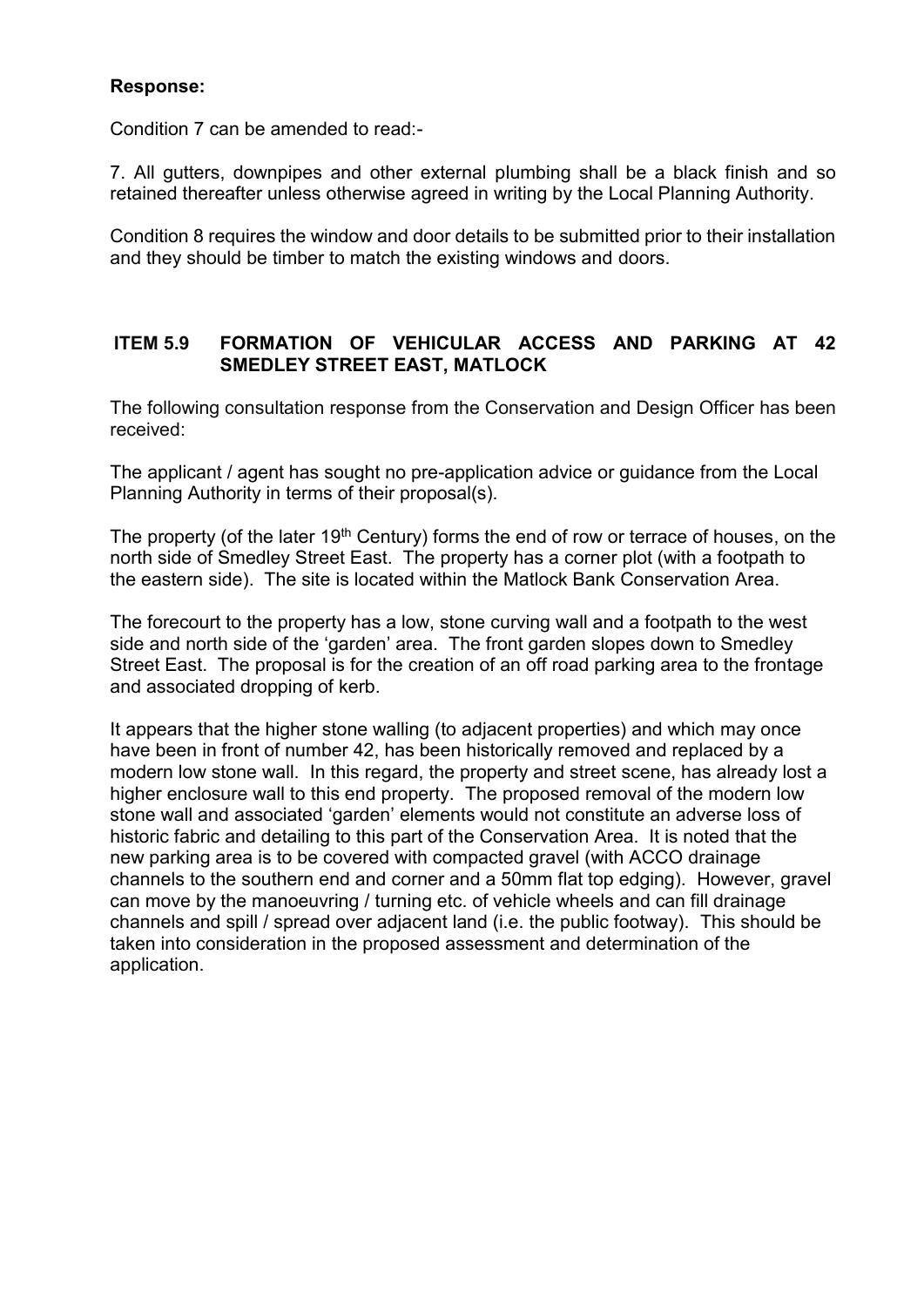**Response:**

Condition 7 can be amended to read:-

7. All gutters, downpipes and other external plumbing shall be a black finish and so retained thereafter unless otherwise agreed in writing by the Local Planning Authority.

Condition 8 requires the window and door details to be submitted prior to their installation and they should be timber to match the existing windows and doors.

## ITEM 5.9 FORMATION OF VEHICULAR ACCESS AND PARKING AT 42 SMEDLEY STREET EAST, MATLOCK

The following consultation response from the Conservation and Design Officer has been received:

The applicant / agent has sought no pre-application advice or guidance from the Local Planning Authority in terms of their proposal(s).

The property (of the later 19th Century) forms the end of row or terrace of houses, on the north side of Smedley Street East. The property has a corner plot (with a footpath to the eastern side). The site is located within the Matlock Bank Conservation Area.

The forecourt to the property has a low, stone curving wall and a footpath to the west side and north side of the 'garden' area. The front garden slopes down to Smedley Street East. The proposal is for the creation of an off road parking area to the frontage and associated dropping of kerb.

It appears that the higher stone walling (to adjacent properties) and which may once have been in front of number 42, has been historically removed and replaced by a modern low stone wall. In this regard, the property and street scene, has already lost a higher enclosure wall to this end property. The proposed removal of the modern low stone wall and associated 'garden' elements would not constitute an adverse loss of historic fabric and detailing to this part of the Conservation Area. It is noted that the new parking area is to be covered with compacted gravel (with ACCO drainage channels to the southern end and corner and a 50mm flat top edging). However, gravel can move by the manoeuvring / turning etc. of vehicle wheels and can fill drainage channels and spill / spread over adjacent land (i.e. the public footway). This should be taken into consideration in the proposed assessment and determination of the application.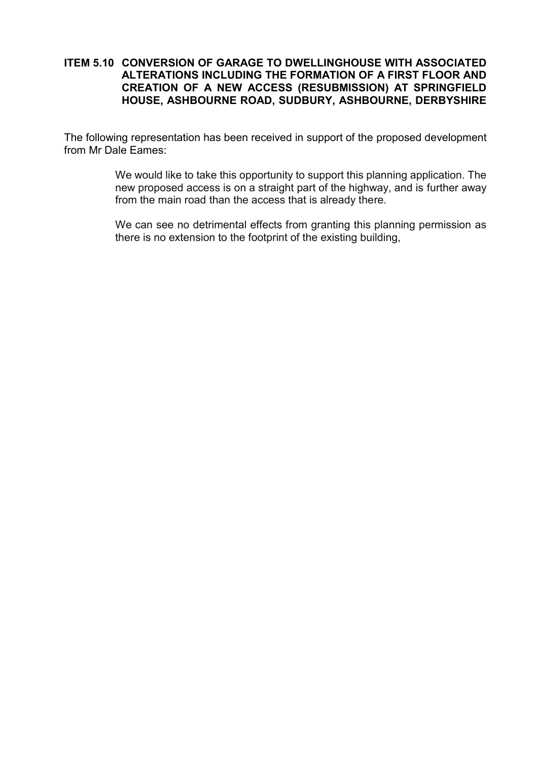**ITEM 5.10 CONVERSION OF GARAGE TO DWELLINGHOUSE WITH ASSOCIATED ALTERATIONS INCLUDING THE FORMATION OF A FIRST FLOOR AND CREATION OF A NEW ACCESS (RESUBMISSION) AT SPRINGFIELD HOUSE, ASHBOURNE ROAD, SUDBURY, ASHBOURNE, DERBYSHIRE**

The following representation has been received in support of the proposed development from Mr Dale Eames:

> We would like to take this opportunity to support this planning application. The new proposed access is on a straight part of the highway, and is further away from the main road than the access that is already there.
>
> We can see no detrimental effects from granting this planning permission as there is no extension to the footprint of the existing building,